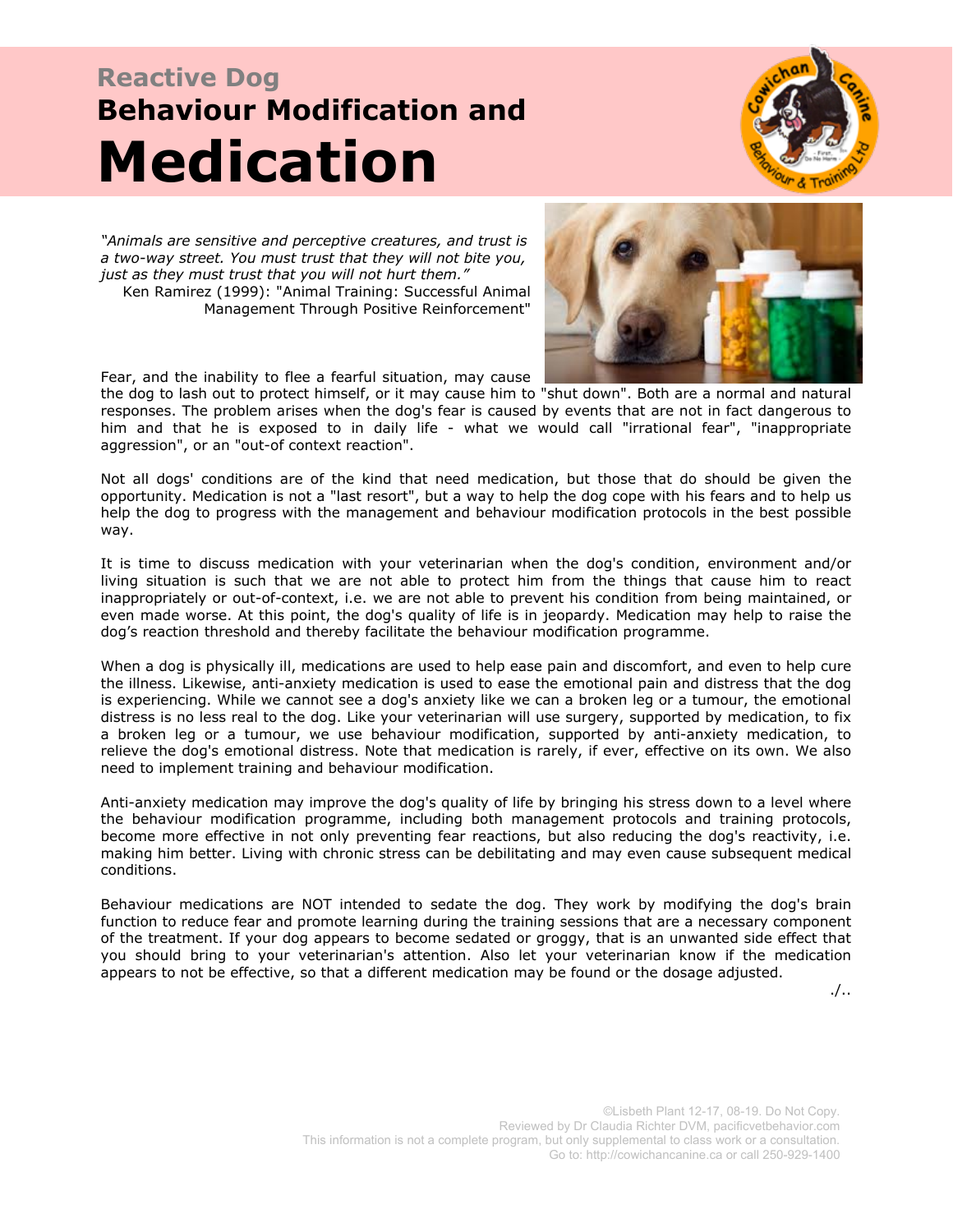# Reactive Dog
## Behaviour Modification and Medication

*"Animals are sensitive and perceptive creatures, and trust is a two-way street. You must trust that they will not bite you, just as they must trust that you will not hurt them."*
Ken Ramirez (1999): "Animal Training: Successful Animal Management Through Positive Reinforcement"

Fear, and the inability to flee a fearful situation, may cause the dog to lash out to protect himself, or it may cause him to "shut down". Both are a normal and natural responses. The problem arises when the dog's fear is caused by events that are not in fact dangerous to him and that he is exposed to in daily life - what we would call "irrational fear", "inappropriate aggression", or an "out-of context reaction".

Not all dogs' conditions are of the kind that need medication, but those that do should be given the opportunity. Medication is not a "last resort", but a way to help the dog cope with his fears and to help us help the dog to progress with the management and behaviour modification protocols in the best possible way.

It is time to discuss medication with your veterinarian when the dog's condition, environment and/or living situation is such that we are not able to protect him from the things that cause him to react inappropriately or out-of-context, i.e. we are not able to prevent his condition from being maintained, or even made worse. At this point, the dog's quality of life is in jeopardy. Medication may help to raise the dog's reaction threshold and thereby facilitate the behaviour modification programme.

When a dog is physically ill, medications are used to help ease pain and discomfort, and even to help cure the illness. Likewise, anti-anxiety medication is used to ease the emotional pain and distress that the dog is experiencing. While we cannot see a dog's anxiety like we can a broken leg or a tumour, the emotional distress is no less real to the dog. Like your veterinarian will use surgery, supported by medication, to fix a broken leg or a tumour, we use behaviour modification, supported by anti-anxiety medication, to relieve the dog's emotional distress. Note that medication is rarely, if ever, effective on its own. We also need to implement training and behaviour modification.

Anti-anxiety medication may improve the dog's quality of life by bringing his stress down to a level where the behaviour modification programme, including both management protocols and training protocols, become more effective in not only preventing fear reactions, but also reducing the dog's reactivity, i.e. making him better. Living with chronic stress can be debilitating and may even cause subsequent medical conditions.

Behaviour medications are NOT intended to sedate the dog. They work by modifying the dog's brain function to reduce fear and promote learning during the training sessions that are a necessary component of the treatment. If your dog appears to become sedated or groggy, that is an unwanted side effect that you should bring to your veterinarian's attention. Also let your veterinarian know if the medication appears to not be effective, so that a different medication may be found or the dosage adjusted.

./..

©Lisbeth Plant 12-17, 08-19. Do Not Copy.
Reviewed by Dr Claudia Richter DVM, pacificvetbehavior.com
This information is not a complete program, but only supplemental to class work or a consultation.
Go to: http://cowichancanine.ca or call 250-929-1400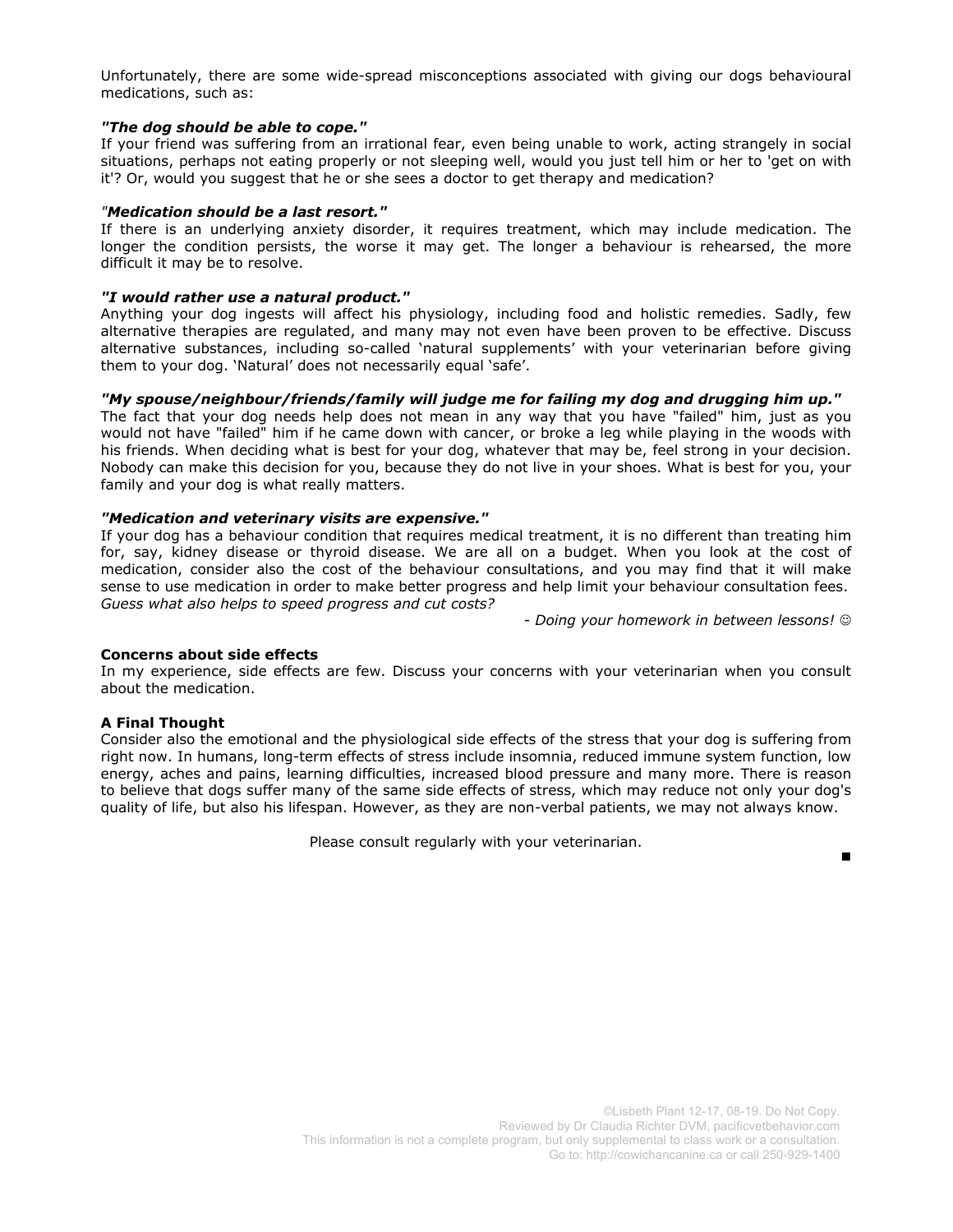Unfortunately, there are some wide-spread misconceptions associated with giving our dogs behavioural medications, such as:

***"The dog should be able to cope."***

If your friend was suffering from an irrational fear, even being unable to work, acting strangely in social situations, perhaps not eating properly or not sleeping well, would you just tell him or her to 'get on with it'? Or, would you suggest that he or she sees a doctor to get therapy and medication?

***"Medication should be a last resort."***

If there is an underlying anxiety disorder, it requires treatment, which may include medication. The longer the condition persists, the worse it may get. The longer a behaviour is rehearsed, the more difficult it may be to resolve.

***"I would rather use a natural product."***

Anything your dog ingests will affect his physiology, including food and holistic remedies. Sadly, few alternative therapies are regulated, and many may not even have been proven to be effective. Discuss alternative substances, including so-called 'natural supplements' with your veterinarian before giving them to your dog. 'Natural' does not necessarily equal 'safe'.

***"My spouse/neighbour/friends/family will judge me for failing my dog and drugging him up."***

The fact that your dog needs help does not mean in any way that you have "failed" him, just as you would not have "failed" him if he came down with cancer, or broke a leg while playing in the woods with his friends. When deciding what is best for your dog, whatever that may be, feel strong in your decision. Nobody can make this decision for you, because they do not live in your shoes. What is best for you, your family and your dog is what really matters.

***"Medication and veterinary visits are expensive."***

If your dog has a behaviour condition that requires medical treatment, it is no different than treating him for, say, kidney disease or thyroid disease. We are all on a budget. When you look at the cost of medication, consider also the cost of the behaviour consultations, and you may find that it will make sense to use medication in order to make better progress and help limit your behaviour consultation fees. *Guess what also helps to speed progress and cut costs?*

*- Doing your homework in between lessons!* ☺

**Concerns about side effects**

In my experience, side effects are few. Discuss your concerns with your veterinarian when you consult about the medication.

**A Final Thought**

Consider also the emotional and the physiological side effects of the stress that your dog is suffering from right now. In humans, long-term effects of stress include insomnia, reduced immune system function, low energy, aches and pains, learning difficulties, increased blood pressure and many more. There is reason to believe that dogs suffer many of the same side effects of stress, which may reduce not only your dog's quality of life, but also his lifespan. However, as they are non-verbal patients, we may not always know.

Please consult regularly with your veterinarian.

■

©Lisbeth Plant 12-17, 08-19. Do Not Copy.
Reviewed by Dr Claudia Richter DVM, pacificvetbehavior.com
This information is not a complete program, but only supplemental to class work or a consultation.
Go to: http://cowichancanine.ca or call 250-929-1400